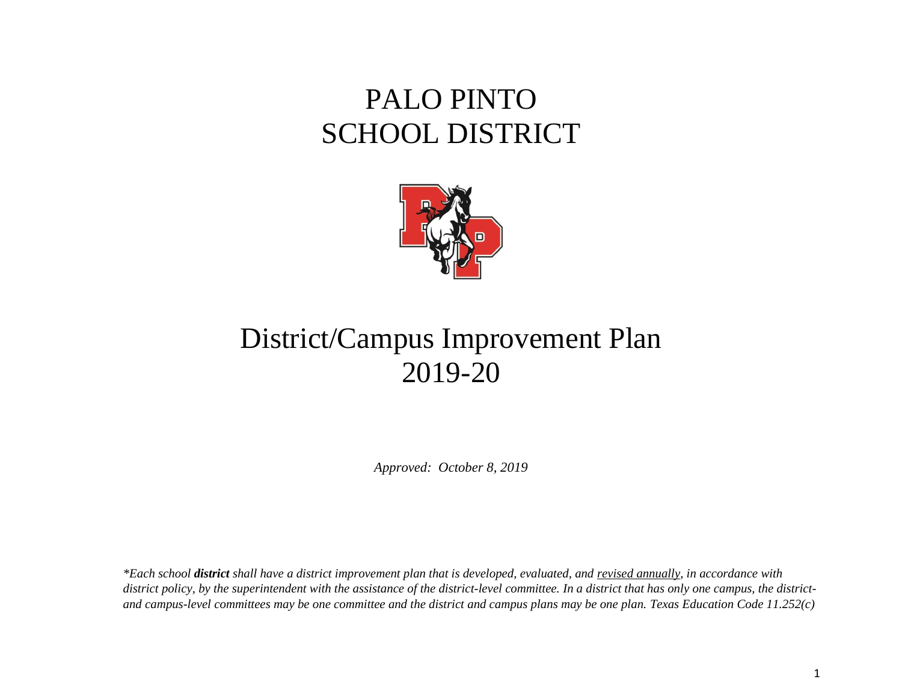# PALO PINTO
# SCHOOL DISTRICT

# District/Campus Improvement Plan
# 2019-20

*Approved: October 8, 2019*

*\*Each school **district** shall have a district improvement plan that is developed, evaluated, and <u>revised annually</u>, in accordance with district policy, by the superintendent with the assistance of the district-level committee. In a district that has only one campus, the district- and campus-level committees may be one committee and the district and campus plans may be one plan. Texas Education Code 11.252(c)*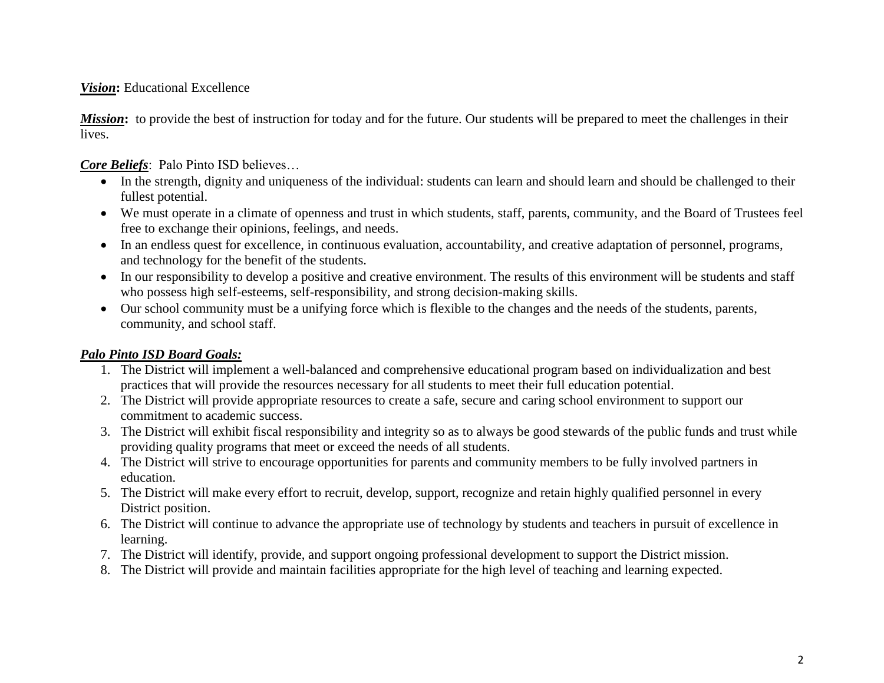***Vision*:** Educational Excellence

***Mission*:** to provide the best of instruction for today and for the future. Our students will be prepared to meet the challenges in their lives.

***Core Beliefs***: Palo Pinto ISD believes…

- In the strength, dignity and uniqueness of the individual: students can learn and should learn and should be challenged to their fullest potential.
- We must operate in a climate of openness and trust in which students, staff, parents, community, and the Board of Trustees feel free to exchange their opinions, feelings, and needs.
- In an endless quest for excellence, in continuous evaluation, accountability, and creative adaptation of personnel, programs, and technology for the benefit of the students.
- In our responsibility to develop a positive and creative environment. The results of this environment will be students and staff who possess high self-esteems, self-responsibility, and strong decision-making skills.
- Our school community must be a unifying force which is flexible to the changes and the needs of the students, parents, community, and school staff.

***Palo Pinto ISD Board Goals:***

1. The District will implement a well-balanced and comprehensive educational program based on individualization and best practices that will provide the resources necessary for all students to meet their full education potential.
2. The District will provide appropriate resources to create a safe, secure and caring school environment to support our commitment to academic success.
3. The District will exhibit fiscal responsibility and integrity so as to always be good stewards of the public funds and trust while providing quality programs that meet or exceed the needs of all students.
4. The District will strive to encourage opportunities for parents and community members to be fully involved partners in education.
5. The District will make every effort to recruit, develop, support, recognize and retain highly qualified personnel in every District position.
6. The District will continue to advance the appropriate use of technology by students and teachers in pursuit of excellence in learning.
7. The District will identify, provide, and support ongoing professional development to support the District mission.
8. The District will provide and maintain facilities appropriate for the high level of teaching and learning expected.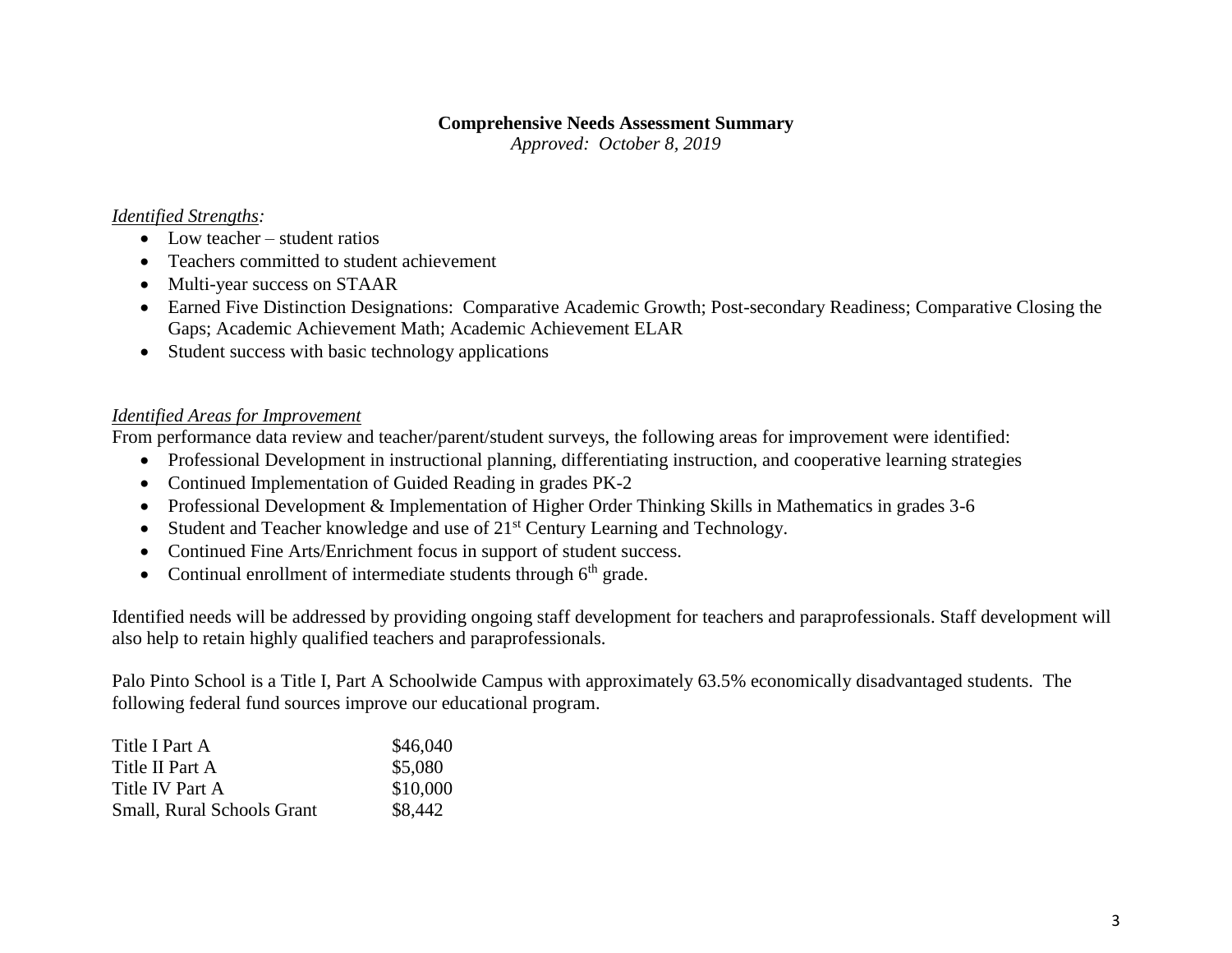# Comprehensive Needs Assessment Summary

*Approved: October 8, 2019*

*Identified Strengths:*

- Low teacher – student ratios
- Teachers committed to student achievement
- Multi-year success on STAAR
- Earned Five Distinction Designations: Comparative Academic Growth; Post-secondary Readiness; Comparative Closing the Gaps; Academic Achievement Math; Academic Achievement ELAR
- Student success with basic technology applications

*Identified Areas for Improvement*

From performance data review and teacher/parent/student surveys, the following areas for improvement were identified:

- Professional Development in instructional planning, differentiating instruction, and cooperative learning strategies
- Continued Implementation of Guided Reading in grades PK-2
- Professional Development & Implementation of Higher Order Thinking Skills in Mathematics in grades 3-6
- Student and Teacher knowledge and use of 21st Century Learning and Technology.
- Continued Fine Arts/Enrichment focus in support of student success.
- Continual enrollment of intermediate students through 6th grade.

Identified needs will be addressed by providing ongoing staff development for teachers and paraprofessionals. Staff development will also help to retain highly qualified teachers and paraprofessionals.

Palo Pinto School is a Title I, Part A Schoolwide Campus with approximately 63.5% economically disadvantaged students. The following federal fund sources improve our educational program.

| Fund Source | Amount |
|---|---|
| Title I Part A | \$46,040 |
| Title II Part A | \$5,080 |
| Title IV Part A | \$10,000 |
| Small, Rural Schools Grant | \$8,442 |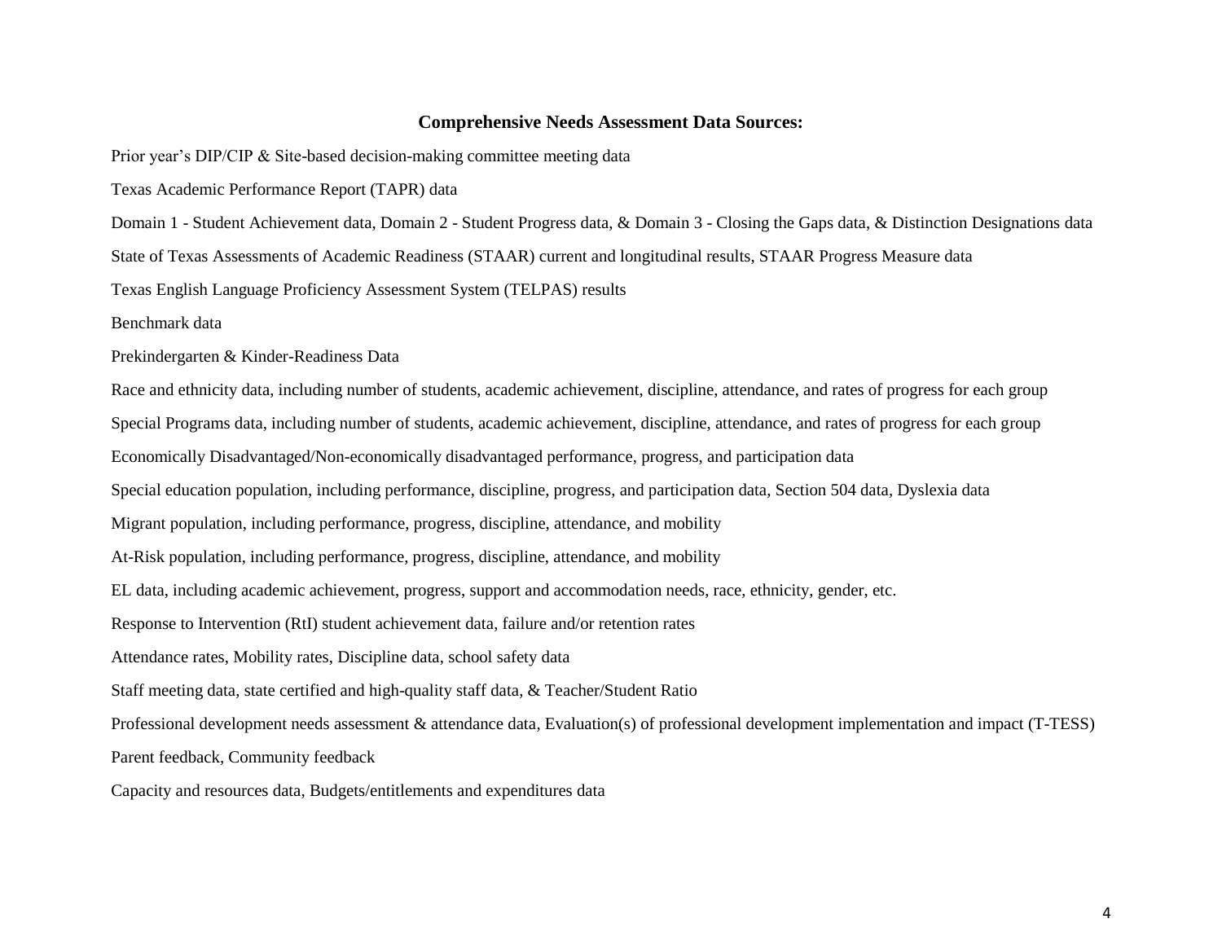## Comprehensive Needs Assessment Data Sources:

Prior year's DIP/CIP & Site-based decision-making committee meeting data

Texas Academic Performance Report (TAPR) data

Domain 1 - Student Achievement data, Domain 2 - Student Progress data, & Domain 3 - Closing the Gaps data, & Distinction Designations data

State of Texas Assessments of Academic Readiness (STAAR) current and longitudinal results, STAAR Progress Measure data

Texas English Language Proficiency Assessment System (TELPAS) results

Benchmark data

Prekindergarten & Kinder-Readiness Data

Race and ethnicity data, including number of students, academic achievement, discipline, attendance, and rates of progress for each group

Special Programs data, including number of students, academic achievement, discipline, attendance, and rates of progress for each group

Economically Disadvantaged/Non-economically disadvantaged performance, progress, and participation data

Special education population, including performance, discipline, progress, and participation data, Section 504 data, Dyslexia data

Migrant population, including performance, progress, discipline, attendance, and mobility

At-Risk population, including performance, progress, discipline, attendance, and mobility

EL data, including academic achievement, progress, support and accommodation needs, race, ethnicity, gender, etc.

Response to Intervention (RtI) student achievement data, failure and/or retention rates

Attendance rates, Mobility rates, Discipline data, school safety data

Staff meeting data, state certified and high-quality staff data, & Teacher/Student Ratio

Professional development needs assessment & attendance data, Evaluation(s) of professional development implementation and impact (T-TESS)

Parent feedback, Community feedback

Capacity and resources data, Budgets/entitlements and expenditures data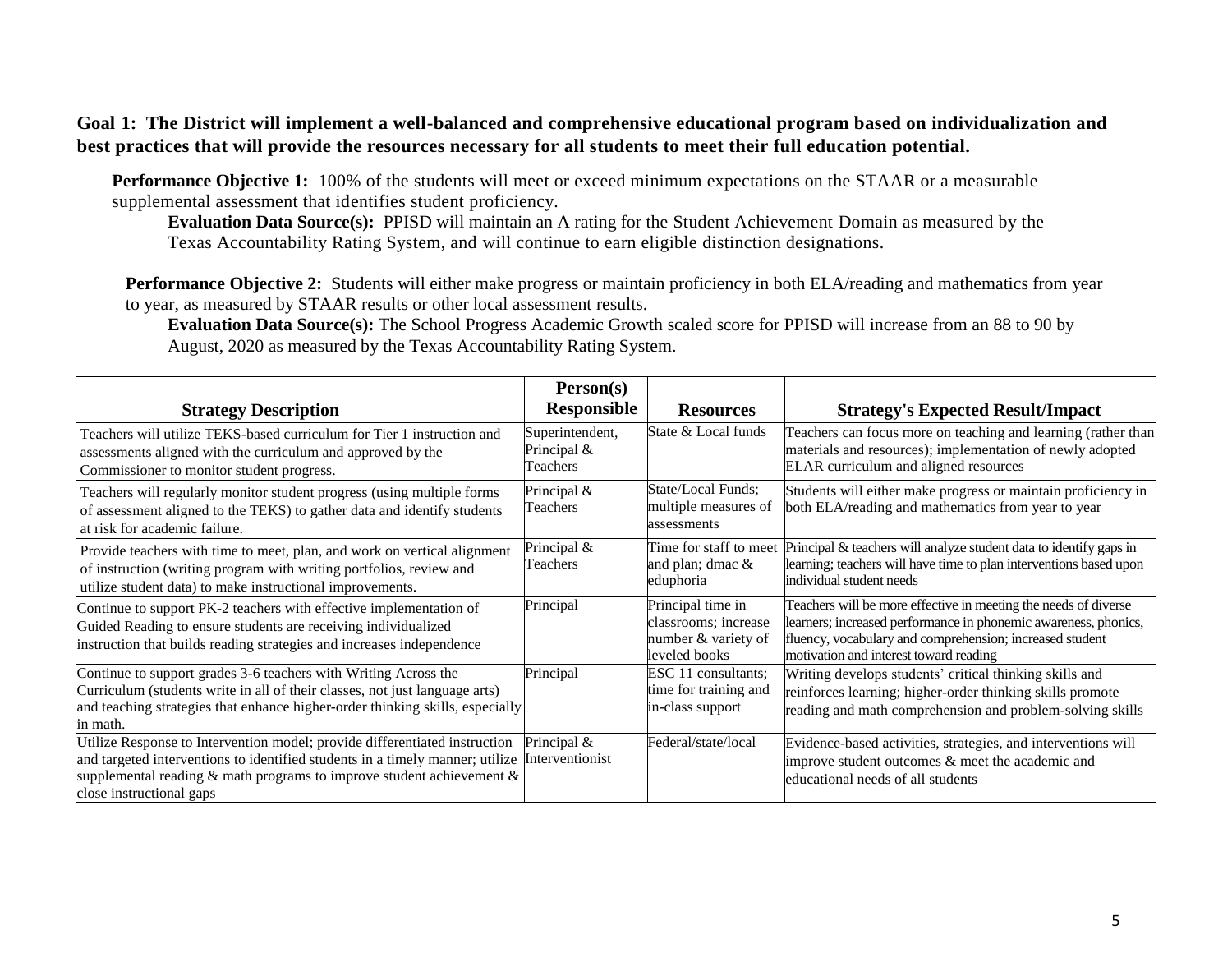**Goal 1: The District will implement a well-balanced and comprehensive educational program based on individualization and best practices that will provide the resources necessary for all students to meet their full education potential.**

**Performance Objective 1:** 100% of the students will meet or exceed minimum expectations on the STAAR or a measurable supplemental assessment that identifies student proficiency.

**Evaluation Data Source(s):** PPISD will maintain an A rating for the Student Achievement Domain as measured by the Texas Accountability Rating System, and will continue to earn eligible distinction designations.

**Performance Objective 2:** Students will either make progress or maintain proficiency in both ELA/reading and mathematics from year to year, as measured by STAAR results or other local assessment results.

**Evaluation Data Source(s):** The School Progress Academic Growth scaled score for PPISD will increase from an 88 to 90 by August, 2020 as measured by the Texas Accountability Rating System.

| Strategy Description | Person(s) Responsible | Resources | Strategy's Expected Result/Impact |
|---|---|---|---|
| Teachers will utilize TEKS-based curriculum for Tier 1 instruction and assessments aligned with the curriculum and approved by the Commissioner to monitor student progress. | Superintendent, Principal & Teachers | State & Local funds | Teachers can focus more on teaching and learning (rather than materials and resources); implementation of newly adopted ELAR curriculum and aligned resources |
| Teachers will regularly monitor student progress (using multiple forms of assessment aligned to the TEKS) to gather data and identify students at risk for academic failure. | Principal & Teachers | State/Local Funds; multiple measures of assessments | Students will either make progress or maintain proficiency in both ELA/reading and mathematics from year to year |
| Provide teachers with time to meet, plan, and work on vertical alignment of instruction (writing program with writing portfolios, review and utilize student data) to make instructional improvements. | Principal & Teachers | Time for staff to meet and plan; dmac & eduphoria | Principal & teachers will analyze student data to identify gaps in learning; teachers will have time to plan interventions based upon individual student needs |
| Continue to support PK-2 teachers with effective implementation of Guided Reading to ensure students are receiving individualized instruction that builds reading strategies and increases independence | Principal | Principal time in classrooms; increase number & variety of leveled books | Teachers will be more effective in meeting the needs of diverse learners; increased performance in phonemic awareness, phonics, fluency, vocabulary and comprehension; increased student motivation and interest toward reading |
| Continue to support grades 3-6 teachers with Writing Across the Curriculum (students write in all of their classes, not just language arts) and teaching strategies that enhance higher-order thinking skills, especially in math. | Principal | ESC 11 consultants; time for training and in-class support | Writing develops students' critical thinking skills and reinforces learning; higher-order thinking skills promote reading and math comprehension and problem-solving skills |
| Utilize Response to Intervention model; provide differentiated instruction and targeted interventions to identified students in a timely manner; utilize supplemental reading & math programs to improve student achievement & close instructional gaps | Principal & Interventionist | Federal/state/local | Evidence-based activities, strategies, and interventions will improve student outcomes & meet the academic and educational needs of all students |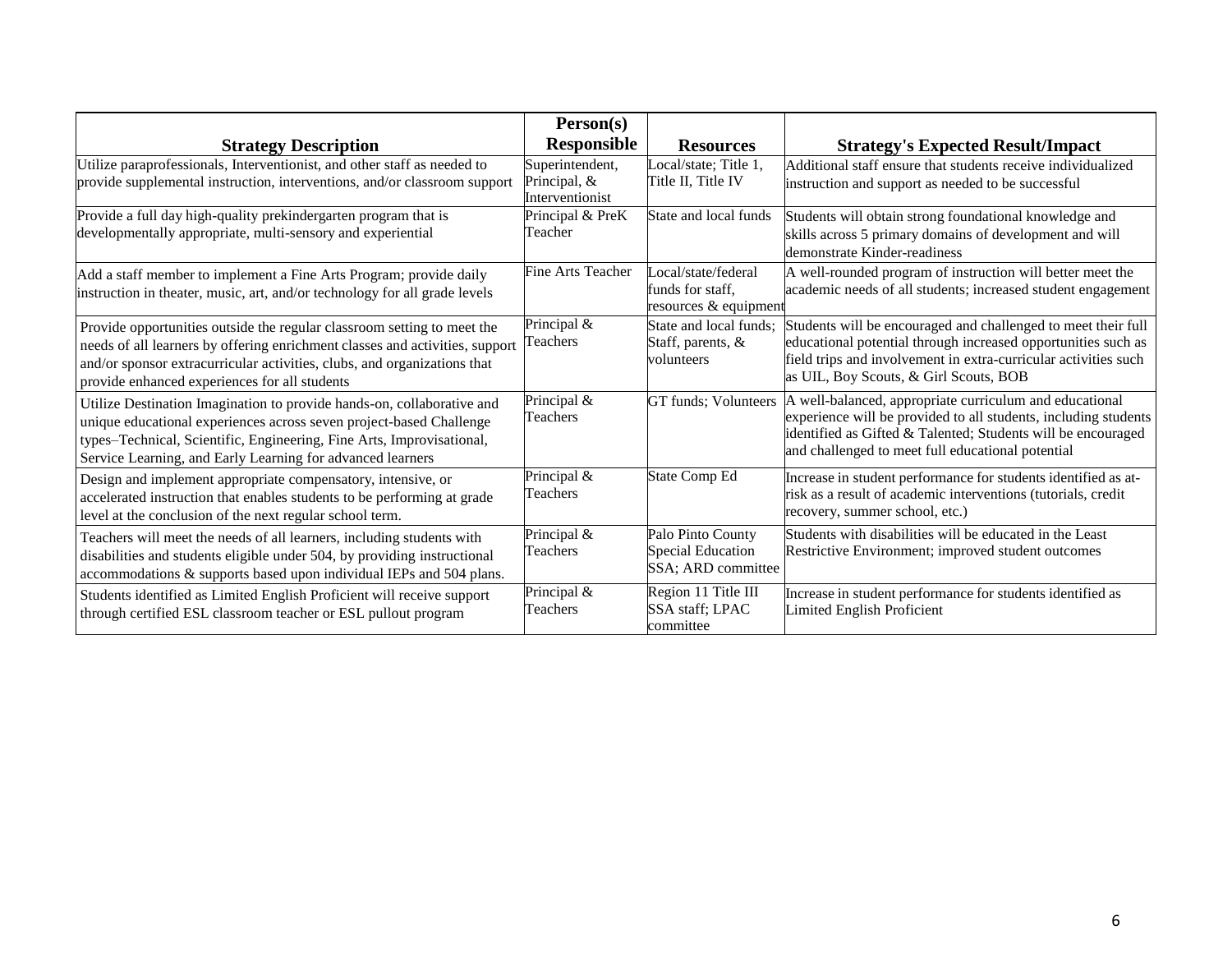| Strategy Description | Person(s) Responsible | Resources | Strategy's Expected Result/Impact |
|---|---|---|---|
| Utilize paraprofessionals, Interventionist, and other staff as needed to provide supplemental instruction, interventions, and/or classroom support | Superintendent, Principal, & Interventionist | Local/state; Title 1, Title II, Title IV | Additional staff ensure that students receive individualized instruction and support as needed to be successful |
| Provide a full day high-quality prekindergarten program that is developmentally appropriate, multi-sensory and experiential | Principal & PreK Teacher | State and local funds | Students will obtain strong foundational knowledge and skills across 5 primary domains of development and will demonstrate Kinder-readiness |
| Add a staff member to implement a Fine Arts Program; provide daily instruction in theater, music, art, and/or technology for all grade levels | Fine Arts Teacher | Local/state/federal funds for staff, resources & equipment | A well-rounded program of instruction will better meet the academic needs of all students; increased student engagement |
| Provide opportunities outside the regular classroom setting to meet the needs of all learners by offering enrichment classes and activities, support and/or sponsor extracurricular activities, clubs, and organizations that provide enhanced experiences for all students | Principal & Teachers | State and local funds; Staff, parents, & volunteers | Students will be encouraged and challenged to meet their full educational potential through increased opportunities such as field trips and involvement in extra-curricular activities such as UIL, Boy Scouts, & Girl Scouts, BOB |
| Utilize Destination Imagination to provide hands-on, collaborative and unique educational experiences across seven project-based Challenge types–Technical, Scientific, Engineering, Fine Arts, Improvisational, Service Learning, and Early Learning for advanced learners | Principal & Teachers | GT funds; Volunteers | A well-balanced, appropriate curriculum and educational experience will be provided to all students, including students identified as Gifted & Talented; Students will be encouraged and challenged to meet full educational potential |
| Design and implement appropriate compensatory, intensive, or accelerated instruction that enables students to be performing at grade level at the conclusion of the next regular school term. | Principal & Teachers | State Comp Ed | Increase in student performance for students identified as at-risk as a result of academic interventions (tutorials, credit recovery, summer school, etc.) |
| Teachers will meet the needs of all learners, including students with disabilities and students eligible under 504, by providing instructional accommodations & supports based upon individual IEPs and 504 plans. | Principal & Teachers | Palo Pinto County Special Education SSA; ARD committee | Students with disabilities will be educated in the Least Restrictive Environment; improved student outcomes |
| Students identified as Limited English Proficient will receive support through certified ESL classroom teacher or ESL pullout program | Principal & Teachers | Region 11 Title III SSA staff; LPAC committee | Increase in student performance for students identified as Limited English Proficient |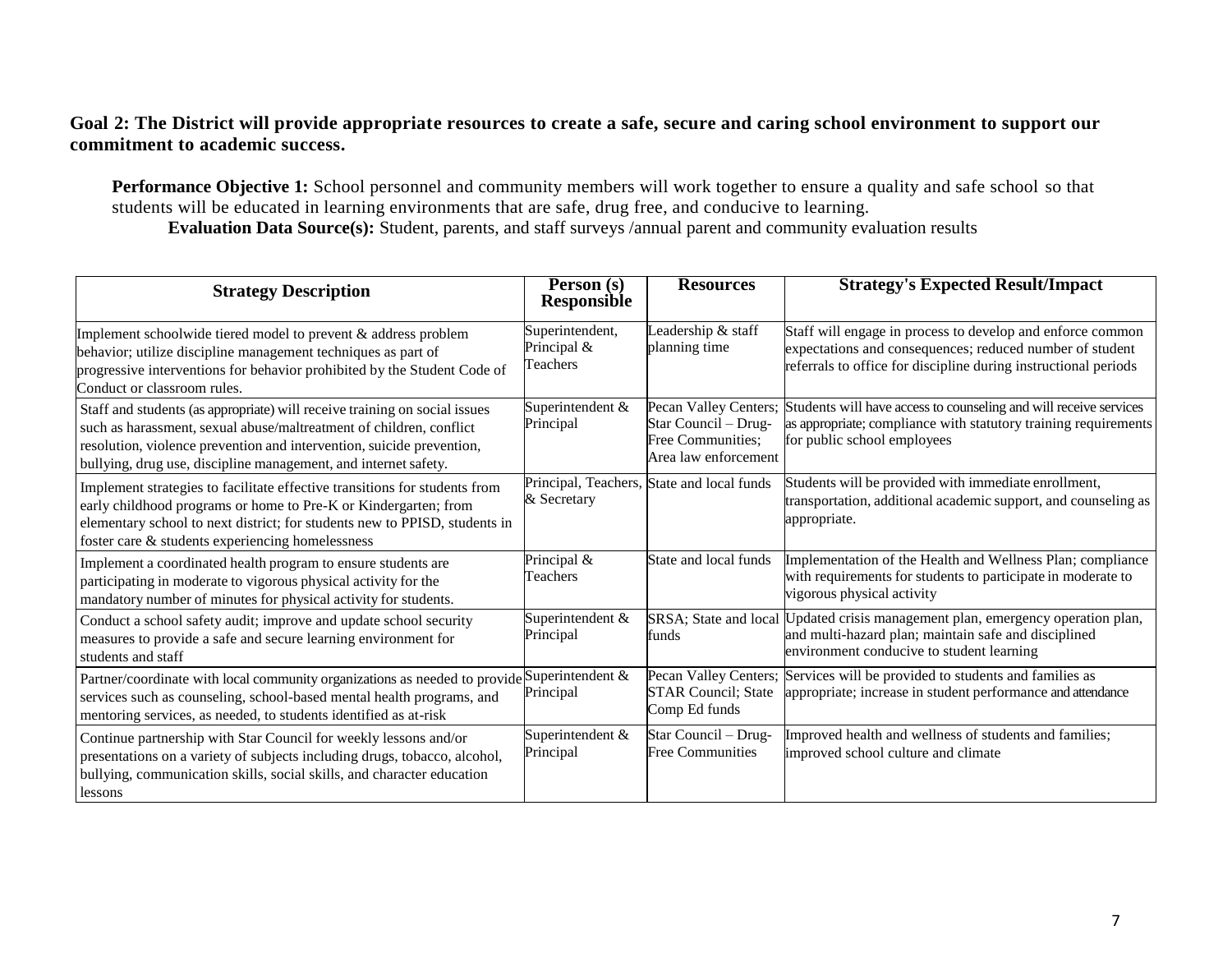**Goal 2: The District will provide appropriate resources to create a safe, secure and caring school environment to support our commitment to academic success.**

**Performance Objective 1:** School personnel and community members will work together to ensure a quality and safe school so that students will be educated in learning environments that are safe, drug free, and conducive to learning.

**Evaluation Data Source(s):** Student, parents, and staff surveys /annual parent and community evaluation results

| Strategy Description | Person (s) Responsible | Resources | Strategy's Expected Result/Impact |
|---|---|---|---|
| Implement schoolwide tiered model to prevent & address problem behavior; utilize discipline management techniques as part of progressive interventions for behavior prohibited by the Student Code of Conduct or classroom rules. | Superintendent, Principal & Teachers | Leadership & staff planning time | Staff will engage in process to develop and enforce common expectations and consequences; reduced number of student referrals to office for discipline during instructional periods |
| Staff and students (as appropriate) will receive training on social issues such as harassment, sexual abuse/maltreatment of children, conflict resolution, violence prevention and intervention, suicide prevention, bullying, drug use, discipline management, and internet safety. | Superintendent & Principal | Pecan Valley Centers; Star Council – Drug-Free Communities; Area law enforcement | Students will have access to counseling and will receive services as appropriate; compliance with statutory training requirements for public school employees |
| Implement strategies to facilitate effective transitions for students from early childhood programs or home to Pre-K or Kindergarten; from elementary school to next district; for students new to PPISD, students in foster care & students experiencing homelessness | Principal, Teachers, & Secretary | State and local funds | Students will be provided with immediate enrollment, transportation, additional academic support, and counseling as appropriate. |
| Implement a coordinated health program to ensure students are participating in moderate to vigorous physical activity for the mandatory number of minutes for physical activity for students. | Principal & Teachers | State and local funds | Implementation of the Health and Wellness Plan; compliance with requirements for students to participate in moderate to vigorous physical activity |
| Conduct a school safety audit; improve and update school security measures to provide a safe and secure learning environment for students and staff | Superintendent & Principal | SRSA; State and local funds | Updated crisis management plan, emergency operation plan, and multi-hazard plan; maintain safe and disciplined environment conducive to student learning |
| Partner/coordinate with local community organizations as needed to provide services such as counseling, school-based mental health programs, and mentoring services, as needed, to students identified as at-risk | Superintendent & Principal | Pecan Valley Centers; STAR Council; State Comp Ed funds | Services will be provided to students and families as appropriate; increase in student performance and attendance |
| Continue partnership with Star Council for weekly lessons and/or presentations on a variety of subjects including drugs, tobacco, alcohol, bullying, communication skills, social skills, and character education lessons | Superintendent & Principal | Star Council – Drug-Free Communities | Improved health and wellness of students and families; improved school culture and climate |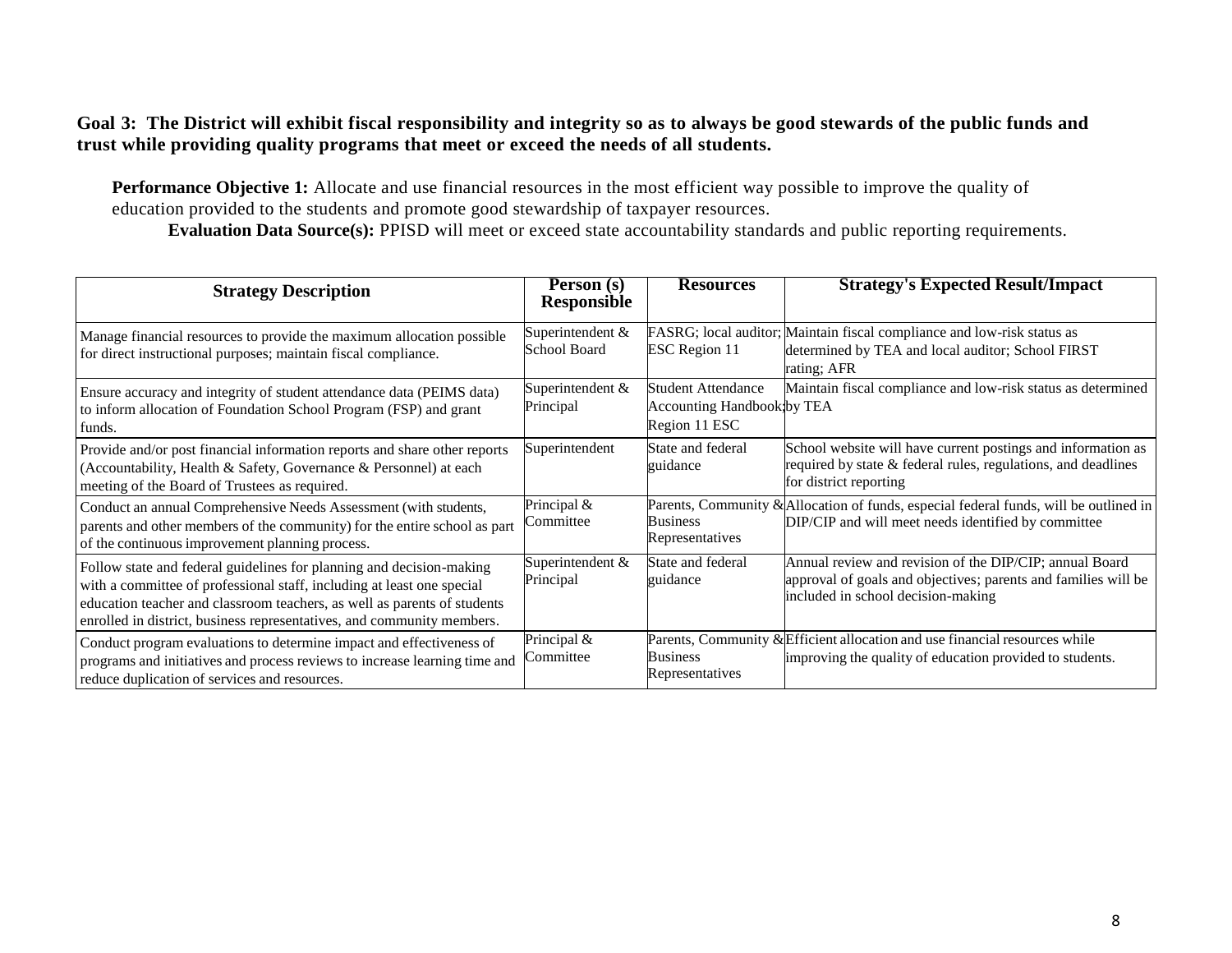**Goal 3: The District will exhibit fiscal responsibility and integrity so as to always be good stewards of the public funds and trust while providing quality programs that meet or exceed the needs of all students.**

**Performance Objective 1:** Allocate and use financial resources in the most efficient way possible to improve the quality of education provided to the students and promote good stewardship of taxpayer resources.

**Evaluation Data Source(s):** PPISD will meet or exceed state accountability standards and public reporting requirements.

| Strategy Description | Person (s) Responsible | Resources | Strategy's Expected Result/Impact |
|---|---|---|---|
| Manage financial resources to provide the maximum allocation possible for direct instructional purposes; maintain fiscal compliance. | Superintendent & School Board | FASRG; local auditor; ESC Region 11 | Maintain fiscal compliance and low-risk status as determined by TEA and local auditor; School FIRST rating; AFR |
| Ensure accuracy and integrity of student attendance data (PEIMS data) to inform allocation of Foundation School Program (FSP) and grant funds. | Superintendent & Principal | Student Attendance Accounting Handbook; Region 11 ESC | Maintain fiscal compliance and low-risk status as determined by TEA |
| Provide and/or post financial information reports and share other reports (Accountability, Health & Safety, Governance & Personnel) at each meeting of the Board of Trustees as required. | Superintendent | State and federal guidance | School website will have current postings and information as required by state & federal rules, regulations, and deadlines for district reporting |
| Conduct an annual Comprehensive Needs Assessment (with students, parents and other members of the community) for the entire school as part of the continuous improvement planning process. | Principal & Committee | Parents, Community & Business Representatives | Allocation of funds, especial federal funds, will be outlined in DIP/CIP and will meet needs identified by committee |
| Follow state and federal guidelines for planning and decision-making with a committee of professional staff, including at least one special education teacher and classroom teachers, as well as parents of students enrolled in district, business representatives, and community members. | Superintendent & Principal | State and federal guidance | Annual review and revision of the DIP/CIP; annual Board approval of goals and objectives; parents and families will be included in school decision-making |
| Conduct program evaluations to determine impact and effectiveness of programs and initiatives and process reviews to increase learning time and reduce duplication of services and resources. | Principal & Committee | Parents, Community & Business Representatives | Efficient allocation and use financial resources while improving the quality of education provided to students. |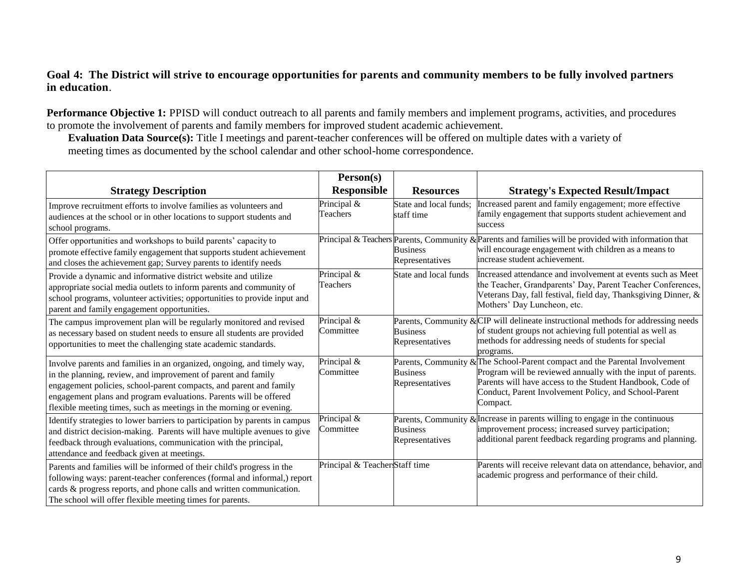**Goal 4: The District will strive to encourage opportunities for parents and community members to be fully involved partners in education**.

**Performance Objective 1:** PPISD will conduct outreach to all parents and family members and implement programs, activities, and procedures to promote the involvement of parents and family members for improved student academic achievement.

**Evaluation Data Source(s):** Title I meetings and parent-teacher conferences will be offered on multiple dates with a variety of meeting times as documented by the school calendar and other school-home correspondence.

| Strategy Description | Person(s) Responsible | Resources | Strategy's Expected Result/Impact |
|---|---|---|---|
| Improve recruitment efforts to involve families as volunteers and audiences at the school or in other locations to support students and school programs. | Principal & Teachers | State and local funds; staff time | Increased parent and family engagement; more effective family engagement that supports student achievement and success |
| Offer opportunities and workshops to build parents' capacity to promote effective family engagement that supports student achievement and closes the achievement gap; Survey parents to identify needs | Principal & Teachers | Parents, Community & Business Representatives | Parents and families will be provided with information that will encourage engagement with children as a means to increase student achievement. |
| Provide a dynamic and informative district website and utilize appropriate social media outlets to inform parents and community of school programs, volunteer activities; opportunities to provide input and parent and family engagement opportunities. | Principal & Teachers | State and local funds | Increased attendance and involvement at events such as Meet the Teacher, Grandparents' Day, Parent Teacher Conferences, Veterans Day, fall festival, field day, Thanksgiving Dinner, & Mothers' Day Luncheon, etc. |
| The campus improvement plan will be regularly monitored and revised as necessary based on student needs to ensure all students are provided opportunities to meet the challenging state academic standards. | Principal & Committee | Parents, Community & Business Representatives | CIP will delineate instructional methods for addressing needs of student groups not achieving full potential as well as methods for addressing needs of students for special programs. |
| Involve parents and families in an organized, ongoing, and timely way, in the planning, review, and improvement of parent and family engagement policies, school-parent compacts, and parent and family engagement plans and program evaluations. Parents will be offered flexible meeting times, such as meetings in the morning or evening. | Principal & Committee | Parents, Community & Business Representatives | The School-Parent compact and the Parental Involvement Program will be reviewed annually with the input of parents. Parents will have access to the Student Handbook, Code of Conduct, Parent Involvement Policy, and School-Parent Compact. |
| Identify strategies to lower barriers to participation by parents in campus and district decision-making. Parents will have multiple avenues to give feedback through evaluations, communication with the principal, attendance and feedback given at meetings. | Principal & Committee | Parents, Community & Business Representatives | Increase in parents willing to engage in the continuous improvement process; increased survey participation; additional parent feedback regarding programs and planning. |
| Parents and families will be informed of their child's progress in the following ways: parent-teacher conferences (formal and informal,) report cards & progress reports, and phone calls and written communication. The school will offer flexible meeting times for parents. | Principal & Teachers | Staff time | Parents will receive relevant data on attendance, behavior, and academic progress and performance of their child. |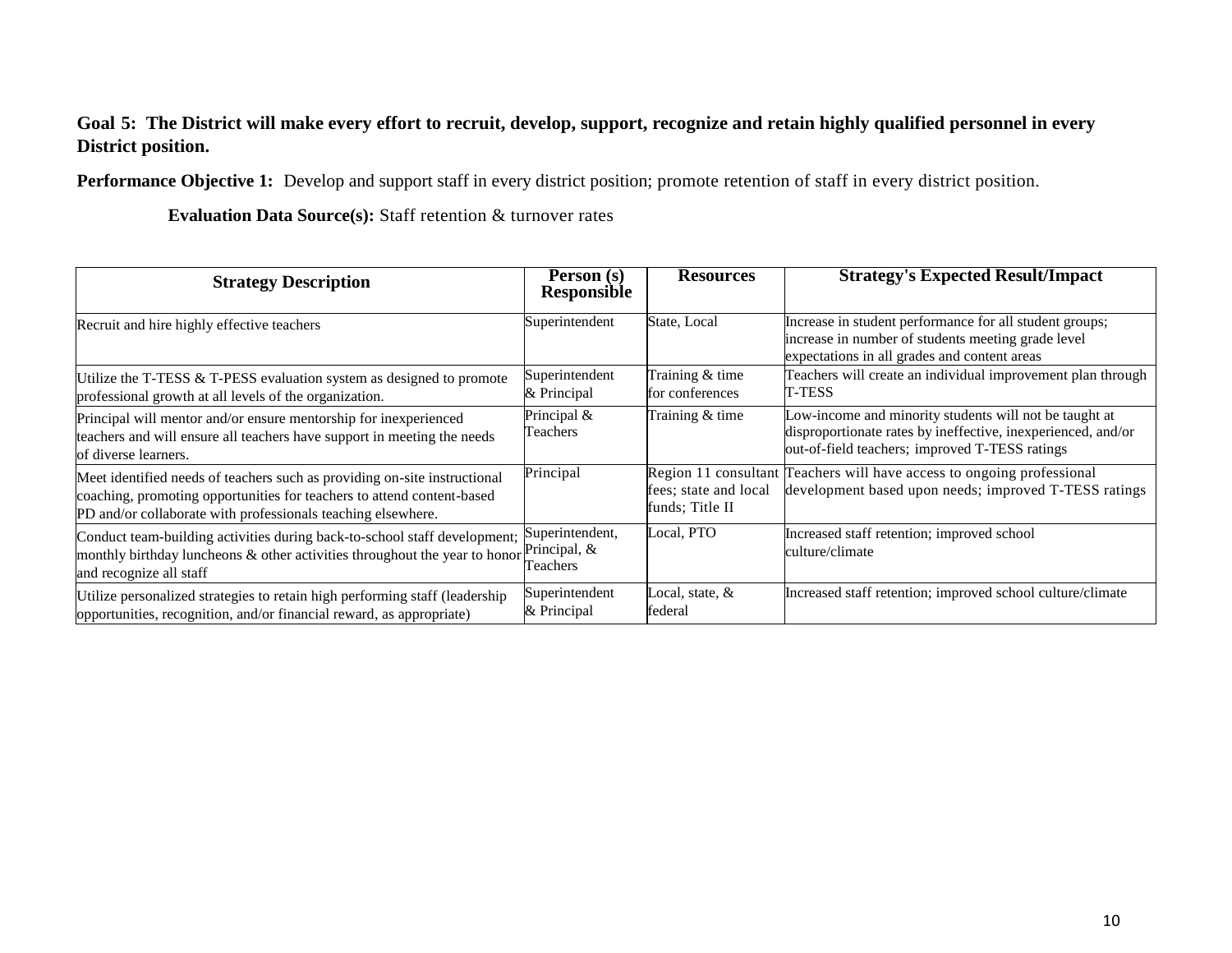**Goal 5: The District will make every effort to recruit, develop, support, recognize and retain highly qualified personnel in every District position.**

**Performance Objective 1:** Develop and support staff in every district position; promote retention of staff in every district position.

**Evaluation Data Source(s):** Staff retention & turnover rates

| Strategy Description | Person (s) Responsible | Resources | Strategy's Expected Result/Impact |
|---|---|---|---|
| Recruit and hire highly effective teachers | Superintendent | State, Local | Increase in student performance for all student groups; increase in number of students meeting grade level expectations in all grades and content areas |
| Utilize the T-TESS & T-PESS evaluation system as designed to promote professional growth at all levels of the organization. | Superintendent & Principal | Training & time for conferences | Teachers will create an individual improvement plan through T-TESS |
| Principal will mentor and/or ensure mentorship for inexperienced teachers and will ensure all teachers have support in meeting the needs of diverse learners. | Principal & Teachers | Training & time | Low-income and minority students will not be taught at disproportionate rates by ineffective, inexperienced, and/or out-of-field teachers; improved T-TESS ratings |
| Meet identified needs of teachers such as providing on-site instructional coaching, promoting opportunities for teachers to attend content-based PD and/or collaborate with professionals teaching elsewhere. | Principal | Region 11 consultant fees; state and local funds; Title II | Teachers will have access to ongoing professional development based upon needs; improved T-TESS ratings |
| Conduct team-building activities during back-to-school staff development; monthly birthday luncheons & other activities throughout the year to honor and recognize all staff | Superintendent, Principal, & Teachers | Local, PTO | Increased staff retention; improved school culture/climate |
| Utilize personalized strategies to retain high performing staff (leadership opportunities, recognition, and/or financial reward, as appropriate) | Superintendent & Principal | Local, state, & federal | Increased staff retention; improved school culture/climate |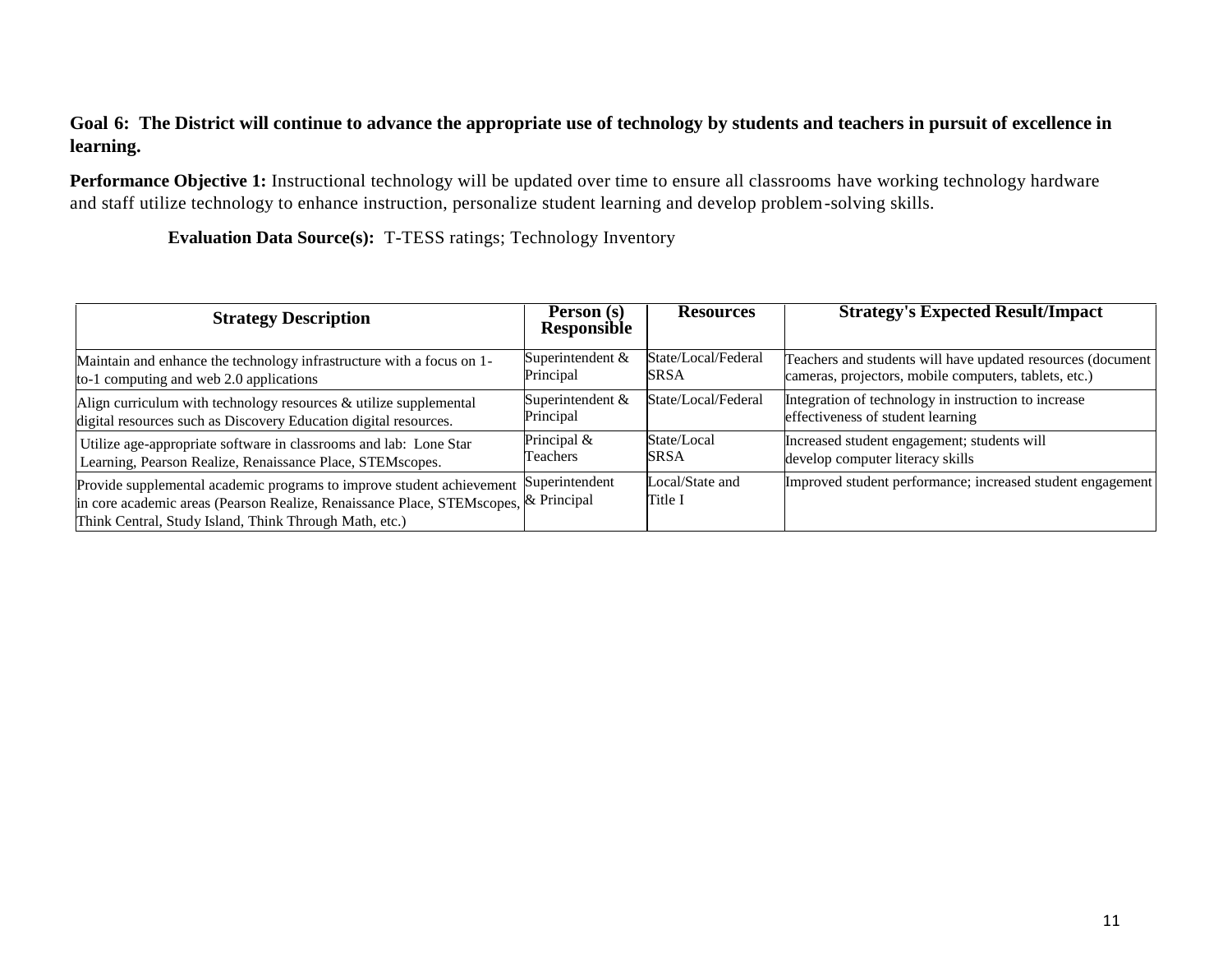**Goal 6: The District will continue to advance the appropriate use of technology by students and teachers in pursuit of excellence in learning.**

**Performance Objective 1:** Instructional technology will be updated over time to ensure all classrooms have working technology hardware and staff utilize technology to enhance instruction, personalize student learning and develop problem-solving skills.

**Evaluation Data Source(s):** T-TESS ratings; Technology Inventory

| Strategy Description | Person (s) Responsible | Resources | Strategy's Expected Result/Impact |
|---|---|---|---|
| Maintain and enhance the technology infrastructure with a focus on 1-to-1 computing and web 2.0 applications | Superintendent & Principal | State/Local/Federal SRSA | Teachers and students will have updated resources (document cameras, projectors, mobile computers, tablets, etc.) |
| Align curriculum with technology resources & utilize supplemental digital resources such as Discovery Education digital resources. | Superintendent & Principal | State/Local/Federal | Integration of technology in instruction to increase effectiveness of student learning |
| Utilize age-appropriate software in classrooms and lab: Lone Star Learning, Pearson Realize, Renaissance Place, STEMscopes. | Principal & Teachers | State/Local SRSA | Increased student engagement; students will develop computer literacy skills |
| Provide supplemental academic programs to improve student achievement in core academic areas (Pearson Realize, Renaissance Place, STEMscopes, Think Central, Study Island, Think Through Math, etc.) | Superintendent & Principal | Local/State and Title I | Improved student performance; increased student engagement |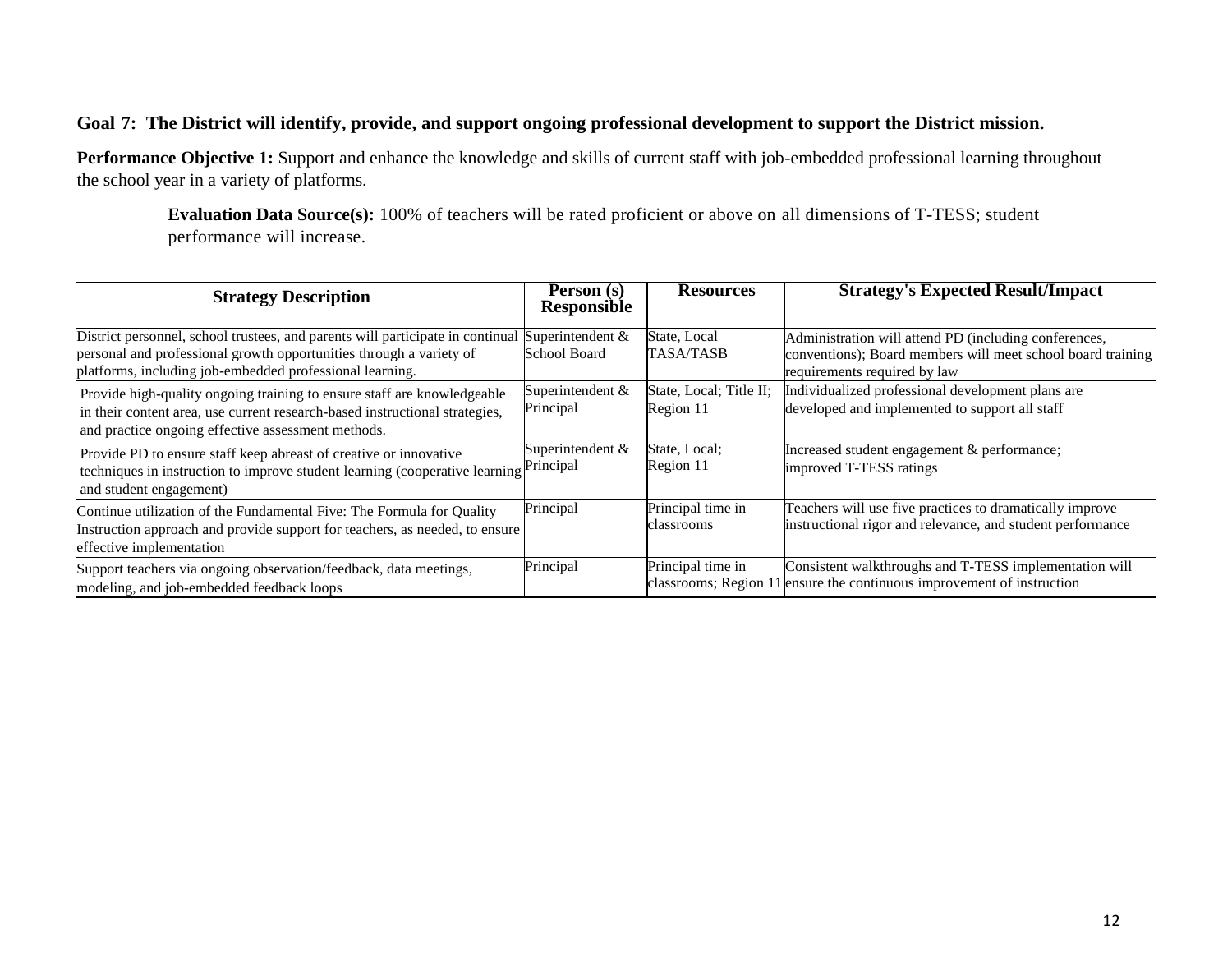**Goal 7: The District will identify, provide, and support ongoing professional development to support the District mission.**

**Performance Objective 1:** Support and enhance the knowledge and skills of current staff with job-embedded professional learning throughout the school year in a variety of platforms.

**Evaluation Data Source(s):** 100% of teachers will be rated proficient or above on all dimensions of T-TESS; student performance will increase.

| Strategy Description | Person (s) Responsible | Resources | Strategy's Expected Result/Impact |
|---|---|---|---|
| District personnel, school trustees, and parents will participate in continual personal and professional growth opportunities through a variety of platforms, including job-embedded professional learning. | Superintendent & School Board | State, Local TASA/TASB | Administration will attend PD (including conferences, conventions); Board members will meet school board training requirements required by law |
| Provide high-quality ongoing training to ensure staff are knowledgeable in their content area, use current research-based instructional strategies, and practice ongoing effective assessment methods. | Superintendent & Principal | State, Local; Title II; Region 11 | Individualized professional development plans are developed and implemented to support all staff |
| Provide PD to ensure staff keep abreast of creative or innovative techniques in instruction to improve student learning (cooperative learning and student engagement) | Superintendent & Principal | State, Local; Region 11 | Increased student engagement & performance; improved T-TESS ratings |
| Continue utilization of the Fundamental Five: The Formula for Quality Instruction approach and provide support for teachers, as needed, to ensure effective implementation | Principal | Principal time in classrooms | Teachers will use five practices to dramatically improve instructional rigor and relevance, and student performance |
| Support teachers via ongoing observation/feedback, data meetings, modeling, and job-embedded feedback loops | Principal | Principal time in classrooms; Region 11 | Consistent walkthroughs and T-TESS implementation will ensure the continuous improvement of instruction |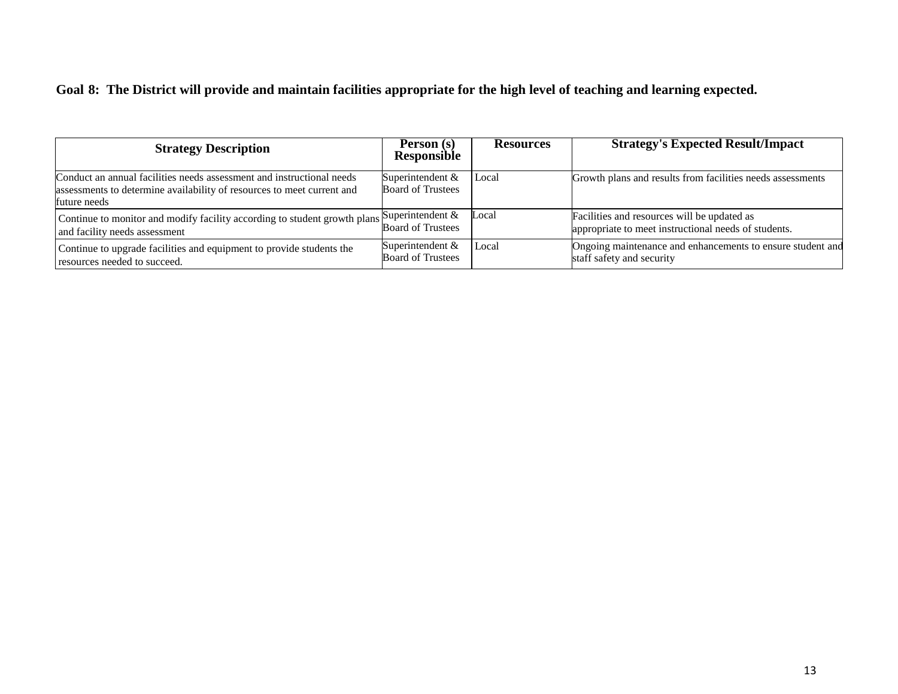**Goal 8: The District will provide and maintain facilities appropriate for the high level of teaching and learning expected.**

| Strategy Description | Person (s) Responsible | Resources | Strategy's Expected Result/Impact |
|---|---|---|---|
| Conduct an annual facilities needs assessment and instructional needs assessments to determine availability of resources to meet current and future needs | Superintendent & Board of Trustees | Local | Growth plans and results from facilities needs assessments |
| Continue to monitor and modify facility according to student growth plans and facility needs assessment | Superintendent & Board of Trustees | Local | Facilities and resources will be updated as appropriate to meet instructional needs of students. |
| Continue to upgrade facilities and equipment to provide students the resources needed to succeed. | Superintendent & Board of Trustees | Local | Ongoing maintenance and enhancements to ensure student and staff safety and security |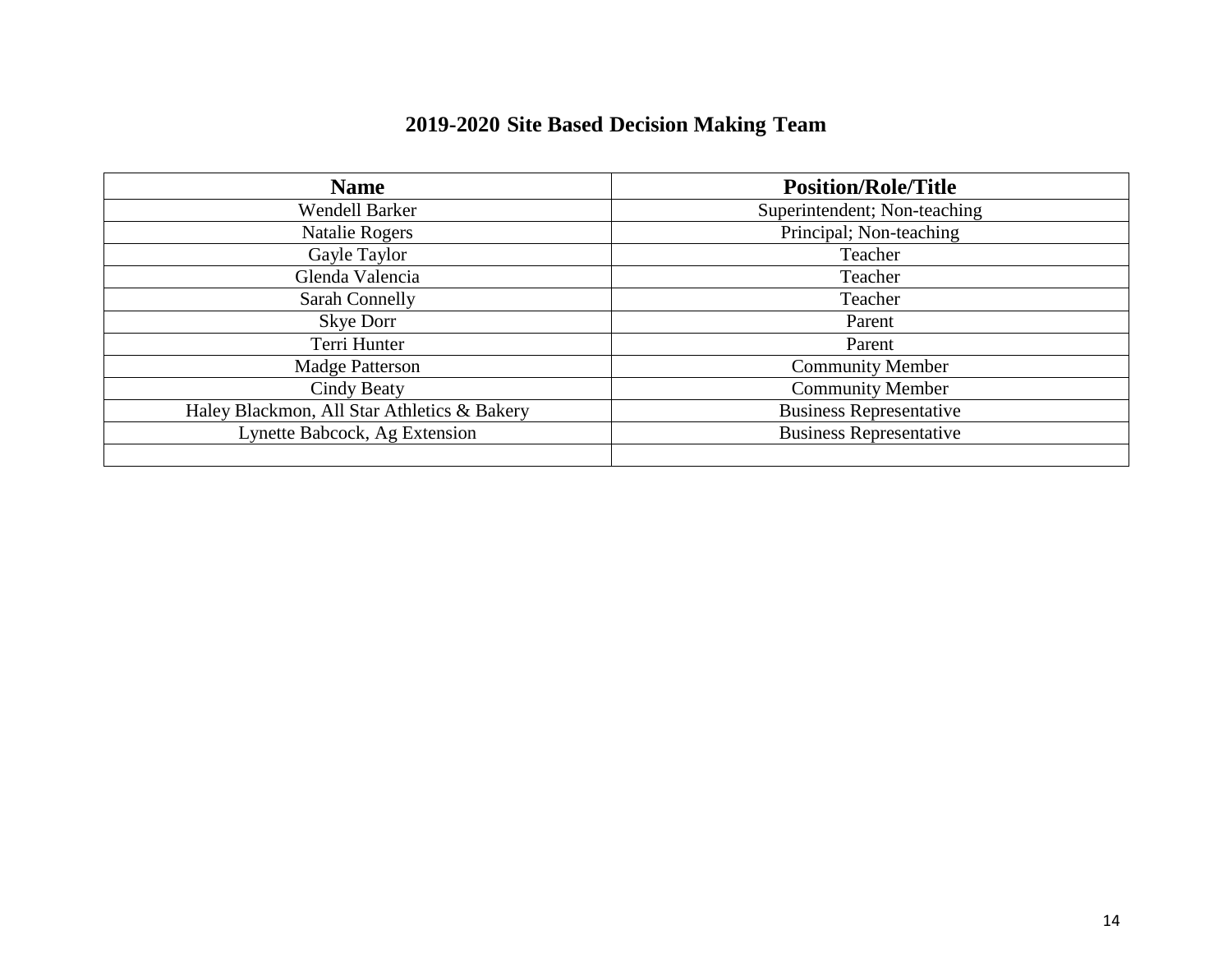## 2019-2020 Site Based Decision Making Team

| Name | Position/Role/Title |
|---|---|
| Wendell Barker | Superintendent; Non-teaching |
| Natalie Rogers | Principal; Non-teaching |
| Gayle Taylor | Teacher |
| Glenda Valencia | Teacher |
| Sarah Connelly | Teacher |
| Skye Dorr | Parent |
| Terri Hunter | Parent |
| Madge Patterson | Community Member |
| Cindy Beaty | Community Member |
| Haley Blackmon, All Star Athletics & Bakery | Business Representative |
| Lynette Babcock, Ag Extension | Business Representative |
| | |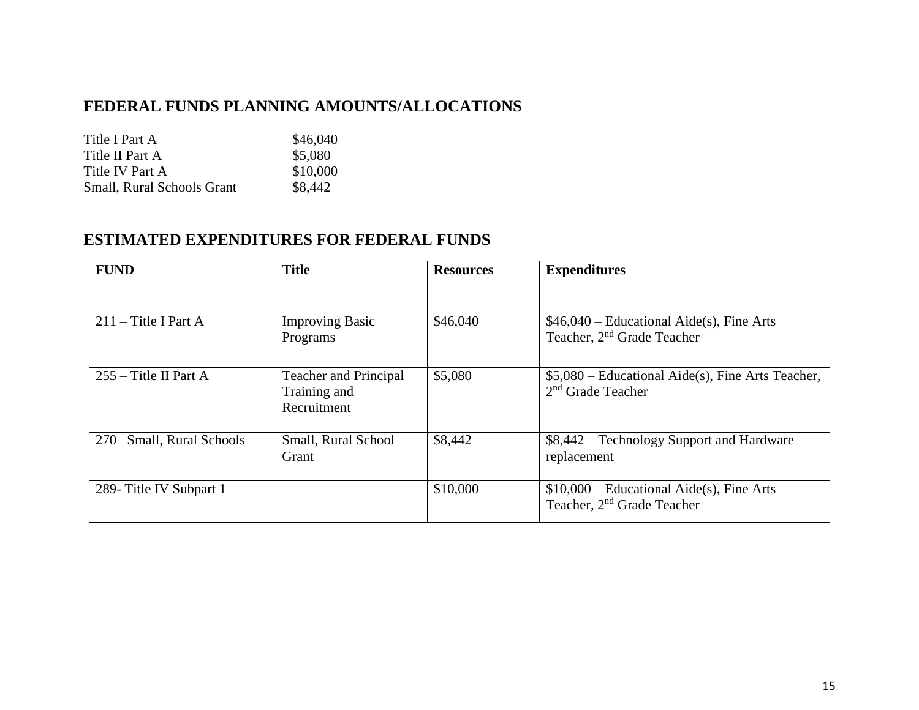## FEDERAL FUNDS PLANNING AMOUNTS/ALLOCATIONS

| | |
|---|---|
| Title I Part A | $46,040 |
| Title II Part A | $5,080 |
| Title IV Part A | $10,000 |
| Small, Rural Schools Grant | $8,442 |

## ESTIMATED EXPENDITURES FOR FEDERAL FUNDS

| FUND | Title | Resources | Expenditures |
|---|---|---|---|
| 211 – Title I Part A | Improving Basic Programs | $46,040 | $46,040 – Educational Aide(s), Fine Arts Teacher, 2nd Grade Teacher |
| 255 – Title II Part A | Teacher and Principal Training and Recruitment | $5,080 | $5,080 – Educational Aide(s), Fine Arts Teacher, 2nd Grade Teacher |
| 270 –Small, Rural Schools | Small, Rural School Grant | $8,442 | $8,442 – Technology Support and Hardware replacement |
| 289- Title IV Subpart 1 | | $10,000 | $10,000 – Educational Aide(s), Fine Arts Teacher, 2nd Grade Teacher |